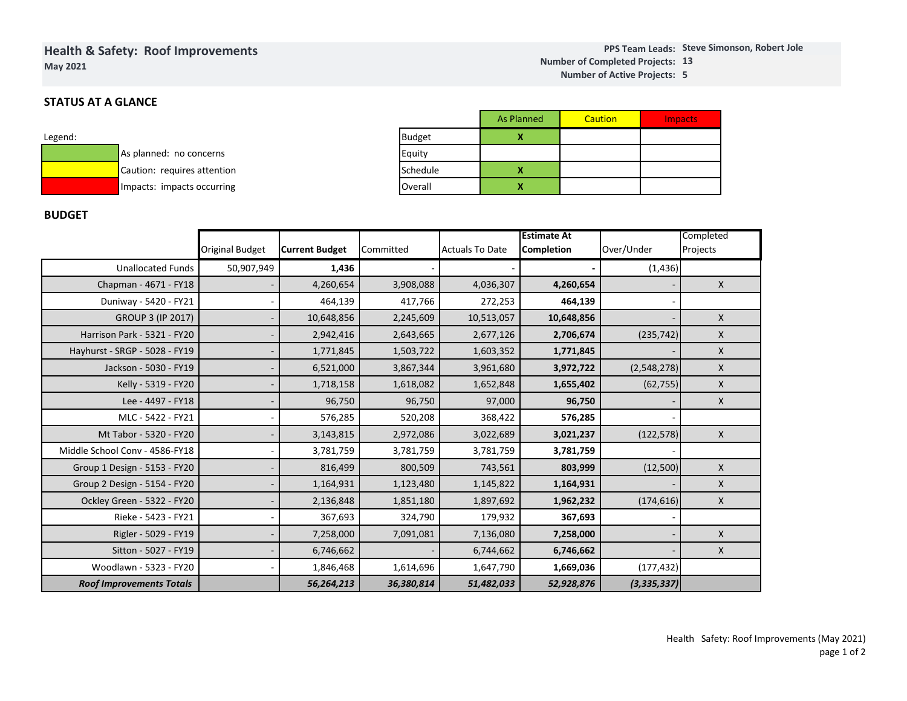# Health & Safety: Roof Improvements

**May 2021**

**PPS Team Leads:** Steve Simonson, Robert Jole
**Number of Completed Projects:** 13
**Number of Active Projects:** 5

## STATUS AT A GLANCE

Legend:

| Color | Meaning |
|---|---|
| Green | As planned: no concerns |
| Yellow | Caution: requires attention |
| Red | Impacts: impacts occurring |

| | As Planned | Caution | Impacts |
|---|---|---|---|
| Budget | X | | |
| Equity | | | |
| Schedule | X | | |
| Overall | X | | |

## BUDGET

| | Original Budget | **Current Budget** | Committed | Actuals To Date | **Estimate At Completion** | Over/Under | Completed Projects |
|---|---|---|---|---|---|---|---|
| Unallocated Funds | 50,907,949 | **1,436** | - | - | **-** | (1,436) | |
| Chapman - 4671 - FY18 | - | 4,260,654 | 3,908,088 | 4,036,307 | **4,260,654** | - | X |
| Duniway - 5420 - FY21 | - | 464,139 | 417,766 | 272,253 | **464,139** | - | |
| GROUP 3 (IP 2017) | - | 10,648,856 | 2,245,609 | 10,513,057 | **10,648,856** | - | X |
| Harrison Park - 5321 - FY20 | - | 2,942,416 | 2,643,665 | 2,677,126 | **2,706,674** | (235,742) | X |
| Hayhurst - SRGP - 5028 - FY19 | - | 1,771,845 | 1,503,722 | 1,603,352 | **1,771,845** | - | X |
| Jackson - 5030 - FY19 | - | 6,521,000 | 3,867,344 | 3,961,680 | **3,972,722** | (2,548,278) | X |
| Kelly - 5319 - FY20 | - | 1,718,158 | 1,618,082 | 1,652,848 | **1,655,402** | (62,755) | X |
| Lee - 4497 - FY18 | - | 96,750 | 96,750 | 97,000 | **96,750** | - | X |
| MLC - 5422 - FY21 | - | 576,285 | 520,208 | 368,422 | **576,285** | - | |
| Mt Tabor - 5320 - FY20 | - | 3,143,815 | 2,972,086 | 3,022,689 | **3,021,237** | (122,578) | X |
| Middle School Conv - 4586-FY18 | - | 3,781,759 | 3,781,759 | 3,781,759 | **3,781,759** | - | |
| Group 1 Design - 5153 - FY20 | - | 816,499 | 800,509 | 743,561 | **803,999** | (12,500) | X |
| Group 2 Design - 5154 - FY20 | - | 1,164,931 | 1,123,480 | 1,145,822 | **1,164,931** | - | X |
| Ockley Green - 5322 - FY20 | - | 2,136,848 | 1,851,180 | 1,897,692 | **1,962,232** | (174,616) | X |
| Rieke - 5423 - FY21 | - | 367,693 | 324,790 | 179,932 | **367,693** | - | |
| Rigler - 5029 - FY19 | - | 7,258,000 | 7,091,081 | 7,136,080 | **7,258,000** | - | X |
| Sitton - 5027 - FY19 | - | 6,746,662 | - | 6,744,662 | **6,746,662** | - | X |
| Woodlawn - 5323 - FY20 | - | 1,846,468 | 1,614,696 | 1,647,790 | **1,669,036** | (177,432) | |
| ***Roof Improvements Totals*** | | ***56,264,213*** | ***36,380,814*** | ***51,482,033*** | ***52,928,876*** | ***(3,335,337)*** | |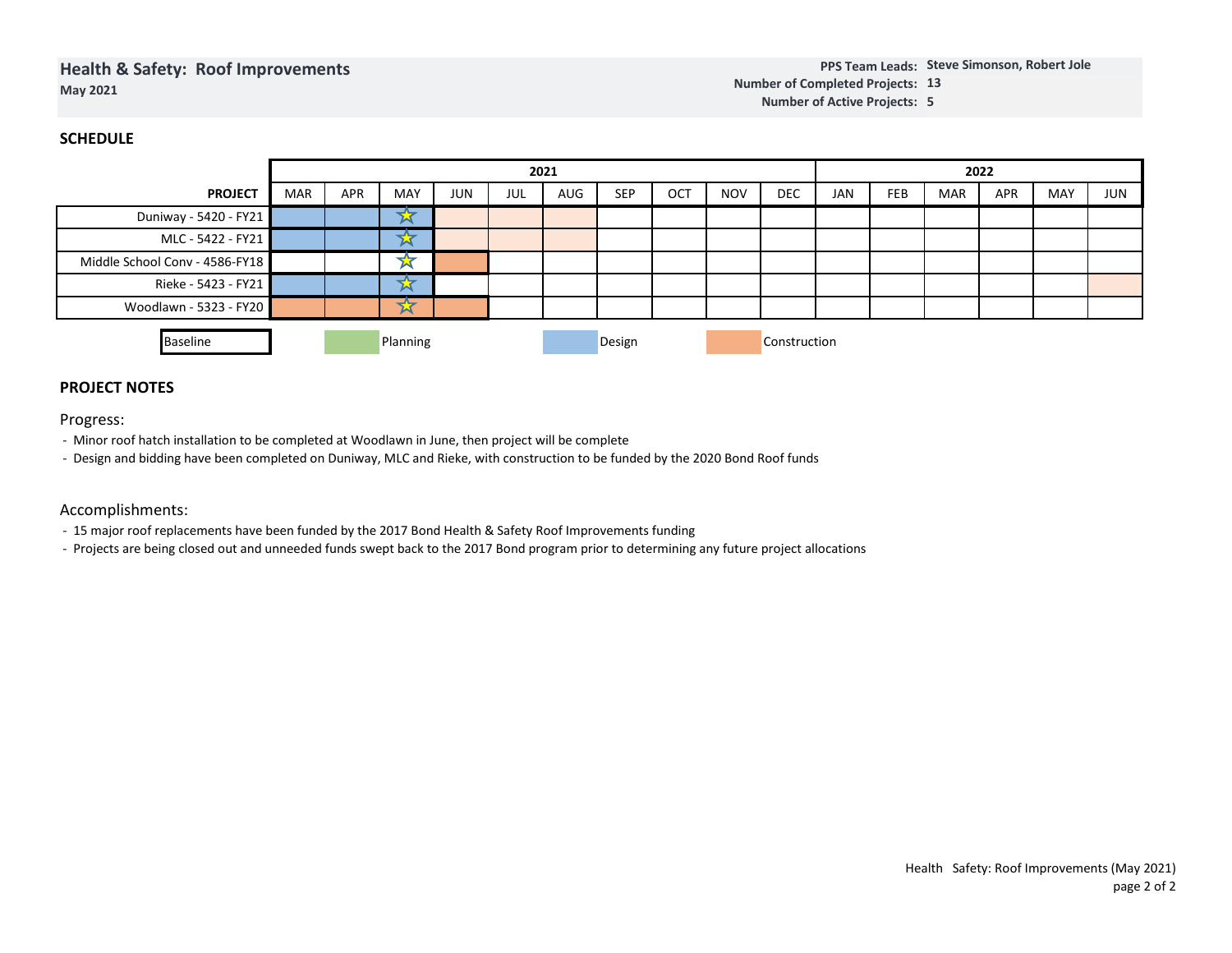## Health & Safety: Roof Improvements

**May 2021**

**PPS Team Leads:** Steve Simonson, Robert Jole
**Number of Completed Projects:** 13
**Number of Active Projects:** 5

### SCHEDULE

| | 2021 | | | | | | | | | | 2022 | | | | | |
|---|---|---|---|---|---|---|---|---|---|---|---|---|---|---|---|---|
| **PROJECT** | MAR | APR | MAY | JUN | JUL | AUG | SEP | OCT | NOV | DEC | JAN | FEB | MAR | APR | MAY | JUN |
| Duniway - 5420 - FY21 | | | ☆ | | | | | | | | | | | | | |
| MLC - 5422 - FY21 | | | ☆ | | | | | | | | | | | | | |
| Middle School Conv - 4586-FY18 | | | ☆ | | | | | | | | | | | | | |
| Rieke - 5423 - FY21 | | | ☆ | | | | | | | | | | | | | |
| Woodlawn - 5323 - FY20 | | | ☆ | | | | | | | | | | | | | |

Baseline
Planning
Design
Construction

### PROJECT NOTES

Progress:

- Minor roof hatch installation to be completed at Woodlawn in June, then project will be complete
- Design and bidding have been completed on Duniway, MLC and Rieke, with construction to be funded by the 2020 Bond Roof funds

Accomplishments:

- 15 major roof replacements have been funded by the 2017 Bond Health & Safety Roof Improvements funding
- Projects are being closed out and unneeded funds swept back to the 2017 Bond program prior to determining any future project allocations